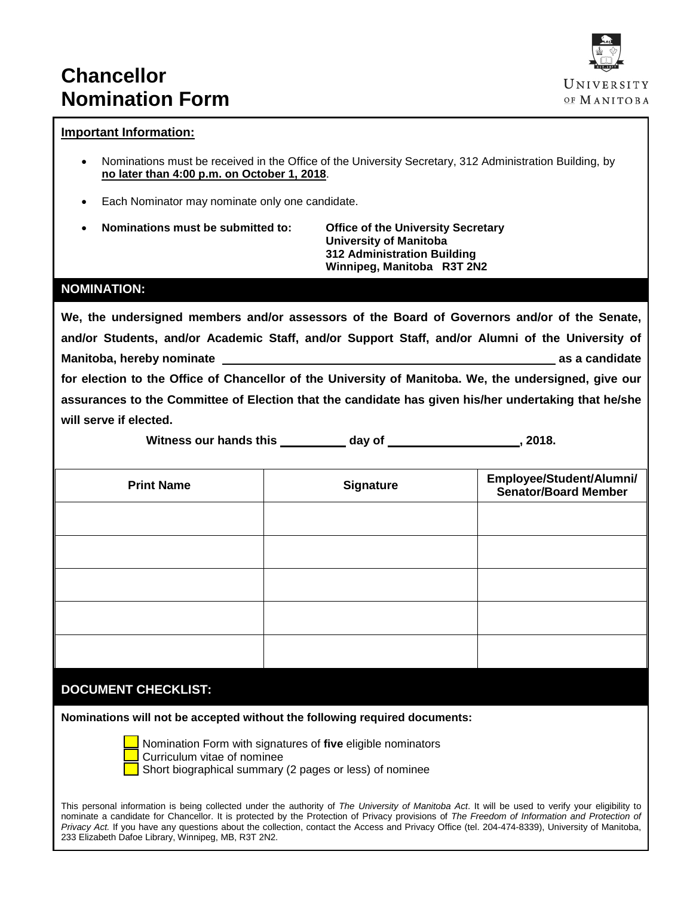# Chancellor Nomination Form

UNIVERSITY OF MANITOBA

**Important Information:**

- Nominations must be received in the Office of the University Secretary, 312 Administration Building, by **no later than 4:00 p.m. on October 1, 2018**.
- Each Nominator may nominate only one candidate.
- **Nominations must be submitted to:** **Office of the University Secretary**
  **University of Manitoba**
  **312 Administration Building**
  **Winnipeg, Manitoba R3T 2N2**

## NOMINATION:

**We, the undersigned members and/or assessors of the Board of Governors and/or of the Senate, and/or Students, and/or Academic Staff, and/or Support Staff, and/or Alumni of the University of Manitoba, hereby nominate \_\_\_\_\_\_\_\_\_\_\_\_\_\_\_\_\_\_\_\_\_\_\_\_\_\_\_\_\_\_\_\_\_\_\_\_ as a candidate for election to the Office of Chancellor of the University of Manitoba. We, the undersigned, give our assurances to the Committee of Election that the candidate has given his/her undertaking that he/she will serve if elected.**

**Witness our hands this \_\_\_\_\_\_\_\_ day of \_\_\_\_\_\_\_\_\_\_\_\_\_\_\_\_, 2018.**

| Print Name | Signature | Employee/Student/Alumni/ Senator/Board Member |
|---|---|---|
| | | |
| | | |
| | | |
| | | |
| | | |

## DOCUMENT CHECKLIST:

**Nominations will not be accepted without the following required documents:**

- [ ] Nomination Form with signatures of **five** eligible nominators
- [ ] Curriculum vitae of nominee
- [ ] Short biographical summary (2 pages or less) of nominee

This personal information is being collected under the authority of *The University of Manitoba Act*. It will be used to verify your eligibility to nominate a candidate for Chancellor. It is protected by the Protection of Privacy provisions of *The Freedom of Information and Protection of Privacy Act*. If you have any questions about the collection, contact the Access and Privacy Office (tel. 204-474-8339), University of Manitoba, 233 Elizabeth Dafoe Library, Winnipeg, MB, R3T 2N2.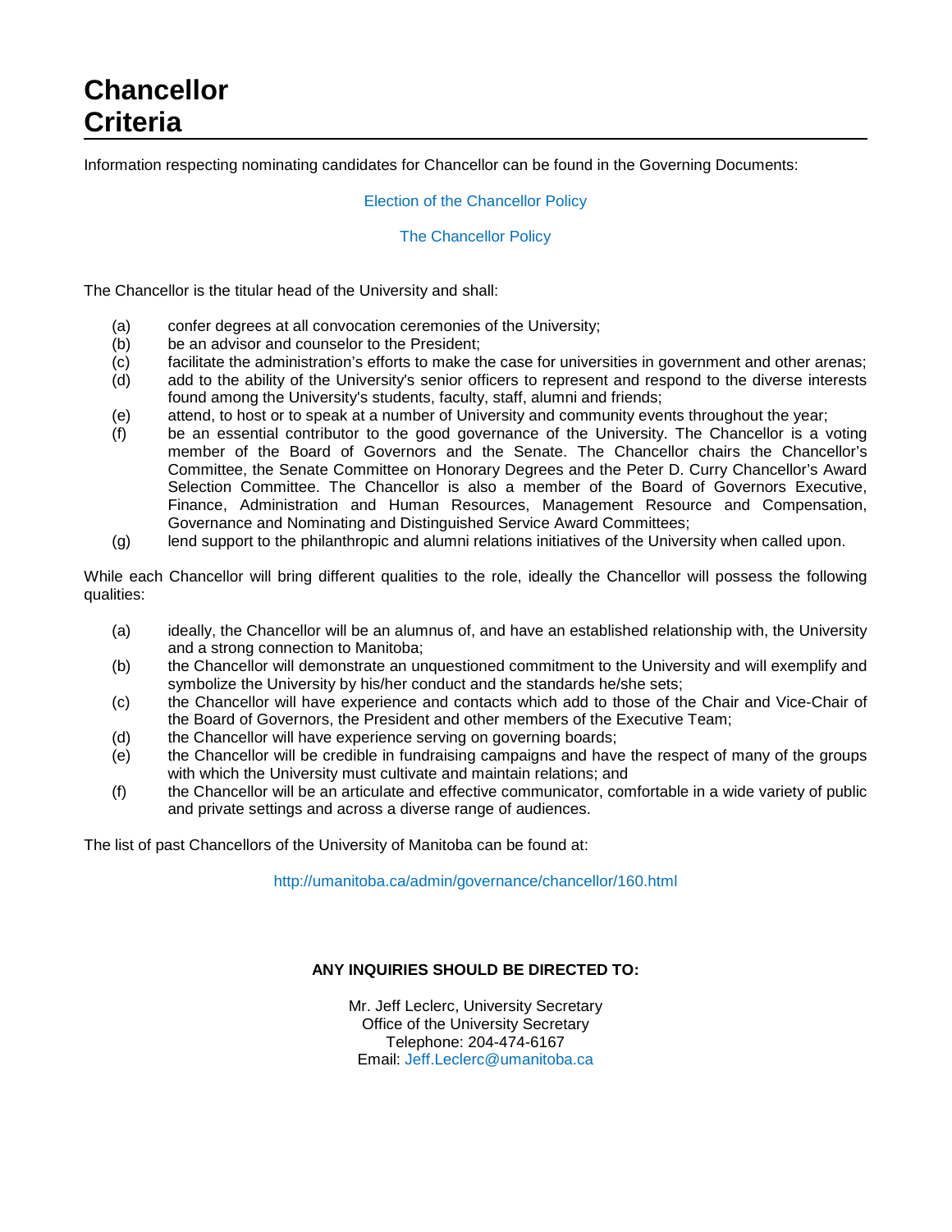# Chancellor Criteria

Information respecting nominating candidates for Chancellor can be found in the Governing Documents:

Election of the Chancellor Policy

The Chancellor Policy

The Chancellor is the titular head of the University and shall:

(a) confer degrees at all convocation ceremonies of the University;
(b) be an advisor and counselor to the President;
(c) facilitate the administration's efforts to make the case for universities in government and other arenas;
(d) add to the ability of the University's senior officers to represent and respond to the diverse interests found among the University's students, faculty, staff, alumni and friends;
(e) attend, to host or to speak at a number of University and community events throughout the year;
(f) be an essential contributor to the good governance of the University. The Chancellor is a voting member of the Board of Governors and the Senate. The Chancellor chairs the Chancellor's Committee, the Senate Committee on Honorary Degrees and the Peter D. Curry Chancellor's Award Selection Committee. The Chancellor is also a member of the Board of Governors Executive, Finance, Administration and Human Resources, Management Resource and Compensation, Governance and Nominating and Distinguished Service Award Committees;
(g) lend support to the philanthropic and alumni relations initiatives of the University when called upon.

While each Chancellor will bring different qualities to the role, ideally the Chancellor will possess the following qualities:

(a) ideally, the Chancellor will be an alumnus of, and have an established relationship with, the University and a strong connection to Manitoba;
(b) the Chancellor will demonstrate an unquestioned commitment to the University and will exemplify and symbolize the University by his/her conduct and the standards he/she sets;
(c) the Chancellor will have experience and contacts which add to those of the Chair and Vice-Chair of the Board of Governors, the President and other members of the Executive Team;
(d) the Chancellor will have experience serving on governing boards;
(e) the Chancellor will be credible in fundraising campaigns and have the respect of many of the groups with which the University must cultivate and maintain relations; and
(f) the Chancellor will be an articulate and effective communicator, comfortable in a wide variety of public and private settings and across a diverse range of audiences.

The list of past Chancellors of the University of Manitoba can be found at:

http://umanitoba.ca/admin/governance/chancellor/160.html

**ANY INQUIRIES SHOULD BE DIRECTED TO:**

Mr. Jeff Leclerc, University Secretary
Office of the University Secretary
Telephone: 204-474-6167
Email: Jeff.Leclerc@umanitoba.ca